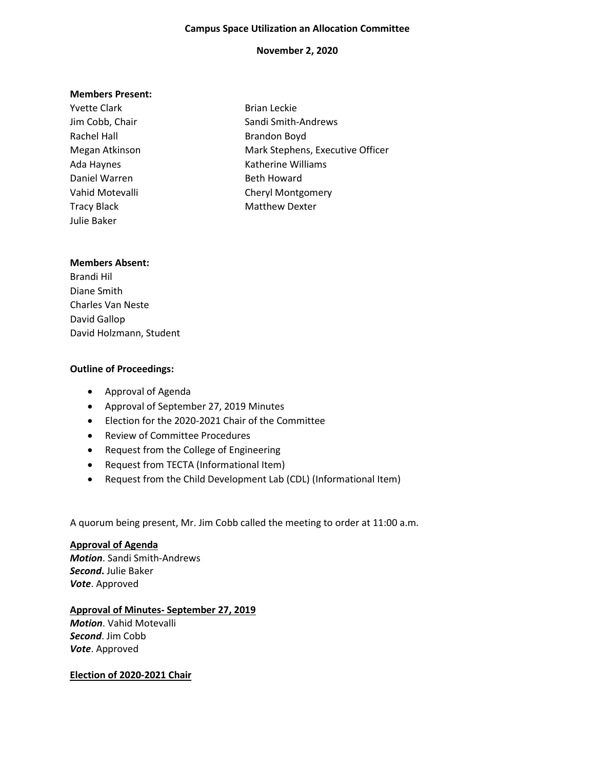**Campus Space Utilization an Allocation Committee**

**November 2, 2020**

**Members Present:**

Yvette Clark
Jim Cobb, Chair
Rachel Hall
Megan Atkinson
Ada Haynes
Daniel Warren
Vahid Motevalli
Tracy Black
Julie Baker
Brian Leckie
Sandi Smith-Andrews
Brandon Boyd
Mark Stephens, Executive Officer
Katherine Williams
Beth Howard
Cheryl Montgomery
Matthew Dexter

**Members Absent:**

Brandi Hil
Diane Smith
Charles Van Neste
David Gallop
David Holzmann, Student

**Outline of Proceedings:**

- Approval of Agenda
- Approval of September 27, 2019 Minutes
- Election for the 2020-2021 Chair of the Committee
- Review of Committee Procedures
- Request from the College of Engineering
- Request from TECTA (Informational Item)
- Request from the Child Development Lab (CDL) (Informational Item)

A quorum being present, Mr. Jim Cobb called the meeting to order at 11:00 a.m.

**Approval of Agenda**

***Motion***. Sandi Smith-Andrews
***Second*****.** Julie Baker
***Vote***. Approved

**Approval of Minutes- September 27, 2019**

***Motion***. Vahid Motevalli
***Second***. Jim Cobb
***Vote***. Approved

**Election of 2020-2021 Chair**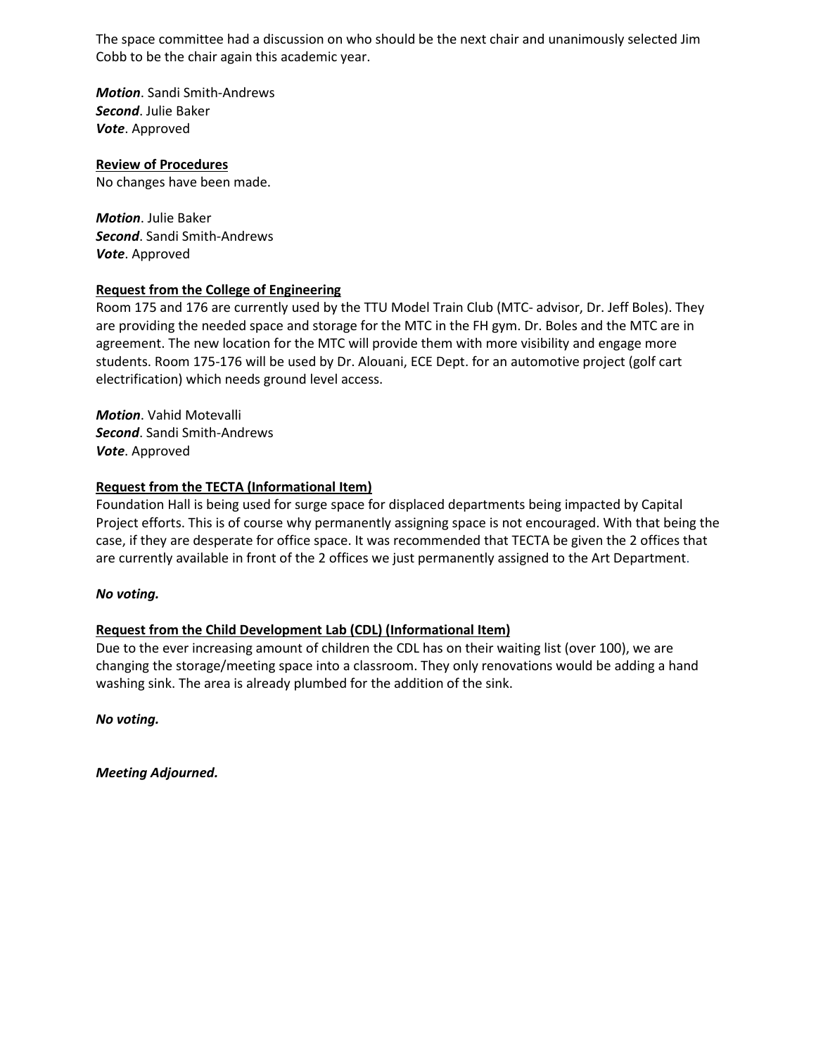The space committee had a discussion on who should be the next chair and unanimously selected Jim Cobb to be the chair again this academic year.

***Motion***. Sandi Smith-Andrews
***Second***. Julie Baker
***Vote***. Approved

**Review of Procedures**

No changes have been made.

***Motion***. Julie Baker
***Second***. Sandi Smith-Andrews
***Vote***. Approved

**Request from the College of Engineering**

Room 175 and 176 are currently used by the TTU Model Train Club (MTC- advisor, Dr. Jeff Boles). They are providing the needed space and storage for the MTC in the FH gym. Dr. Boles and the MTC are in agreement. The new location for the MTC will provide them with more visibility and engage more students. Room 175-176 will be used by Dr. Alouani, ECE Dept. for an automotive project (golf cart electrification) which needs ground level access.

***Motion***. Vahid Motevalli
***Second***. Sandi Smith-Andrews
***Vote***. Approved

**Request from the TECTA (Informational Item)**

Foundation Hall is being used for surge space for displaced departments being impacted by Capital Project efforts. This is of course why permanently assigning space is not encouraged. With that being the case, if they are desperate for office space. It was recommended that TECTA be given the 2 offices that are currently available in front of the 2 offices we just permanently assigned to the Art Department.

***No voting.***

**Request from the Child Development Lab (CDL) (Informational Item)**

Due to the ever increasing amount of children the CDL has on their waiting list (over 100), we are changing the storage/meeting space into a classroom. They only renovations would be adding a hand washing sink. The area is already plumbed for the addition of the sink.

***No voting.***

***Meeting Adjourned.***